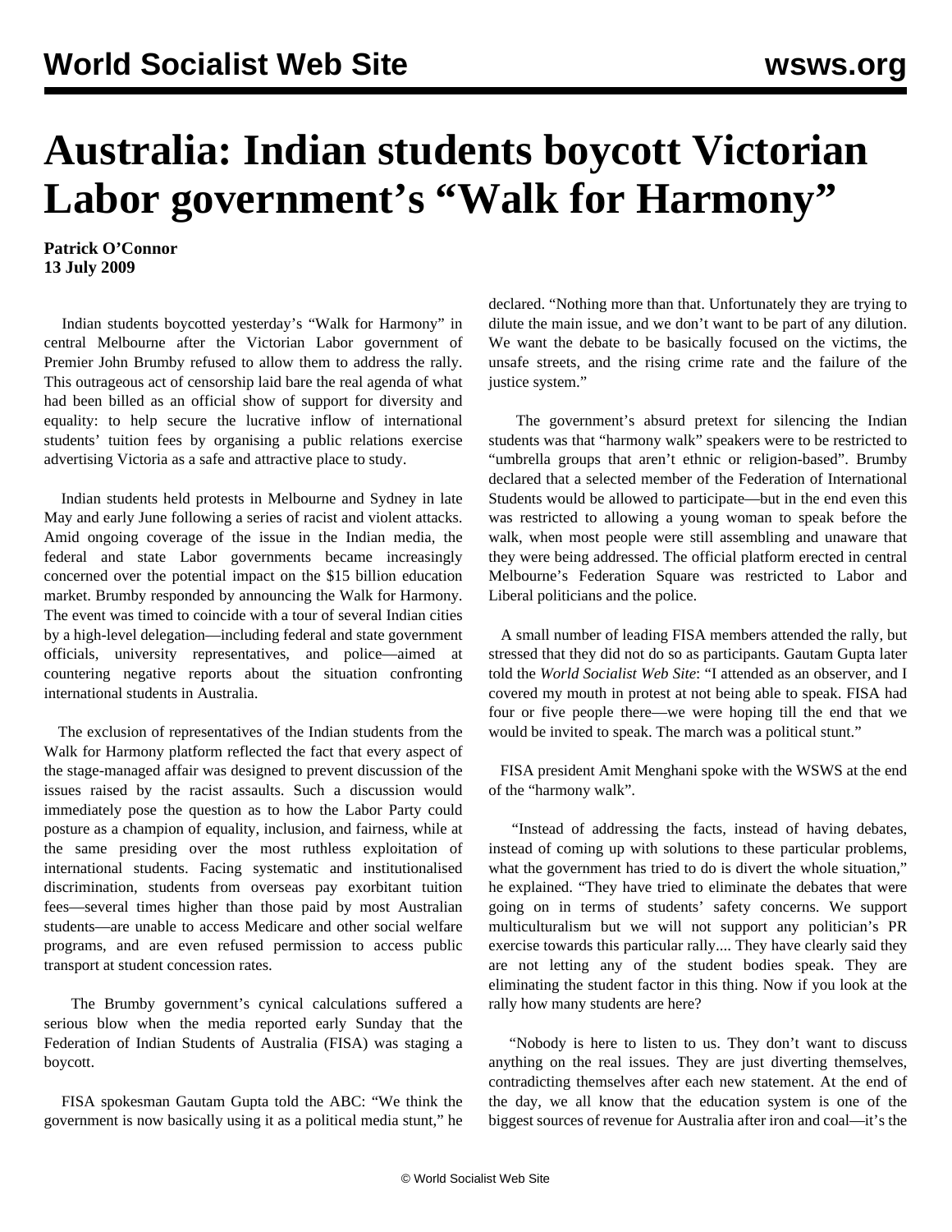# Australia: Indian students boycott Victorian Labor government's "Walk for Harmony"

**Patrick O'Connor**
**13 July 2009**

Indian students boycotted yesterday's "Walk for Harmony" in central Melbourne after the Victorian Labor government of Premier John Brumby refused to allow them to address the rally. This outrageous act of censorship laid bare the real agenda of what had been billed as an official show of support for diversity and equality: to help secure the lucrative inflow of international students' tuition fees by organising a public relations exercise advertising Victoria as a safe and attractive place to study.

Indian students held protests in Melbourne and Sydney in late May and early June following a series of racist and violent attacks. Amid ongoing coverage of the issue in the Indian media, the federal and state Labor governments became increasingly concerned over the potential impact on the $15 billion education market. Brumby responded by announcing the Walk for Harmony. The event was timed to coincide with a tour of several Indian cities by a high-level delegation—including federal and state government officials, university representatives, and police—aimed at countering negative reports about the situation confronting international students in Australia.

The exclusion of representatives of the Indian students from the Walk for Harmony platform reflected the fact that every aspect of the stage-managed affair was designed to prevent discussion of the issues raised by the racist assaults. Such a discussion would immediately pose the question as to how the Labor Party could posture as a champion of equality, inclusion, and fairness, while at the same presiding over the most ruthless exploitation of international students. Facing systematic and institutionalised discrimination, students from overseas pay exorbitant tuition fees—several times higher than those paid by most Australian students—are unable to access Medicare and other social welfare programs, and are even refused permission to access public transport at student concession rates.

The Brumby government's cynical calculations suffered a serious blow when the media reported early Sunday that the Federation of Indian Students of Australia (FISA) was staging a boycott.

FISA spokesman Gautam Gupta told the ABC: "We think the government is now basically using it as a political media stunt," he declared. "Nothing more than that. Unfortunately they are trying to dilute the main issue, and we don't want to be part of any dilution. We want the debate to be basically focused on the victims, the unsafe streets, and the rising crime rate and the failure of the justice system."

The government's absurd pretext for silencing the Indian students was that "harmony walk" speakers were to be restricted to "umbrella groups that aren't ethnic or religion-based". Brumby declared that a selected member of the Federation of International Students would be allowed to participate—but in the end even this was restricted to allowing a young woman to speak before the walk, when most people were still assembling and unaware that they were being addressed. The official platform erected in central Melbourne's Federation Square was restricted to Labor and Liberal politicians and the police.

A small number of leading FISA members attended the rally, but stressed that they did not do so as participants. Gautam Gupta later told the *World Socialist Web Site*: "I attended as an observer, and I covered my mouth in protest at not being able to speak. FISA had four or five people there—we were hoping till the end that we would be invited to speak. The march was a political stunt."

FISA president Amit Menghani spoke with the WSWS at the end of the "harmony walk".

"Instead of addressing the facts, instead of having debates, instead of coming up with solutions to these particular problems, what the government has tried to do is divert the whole situation," he explained. "They have tried to eliminate the debates that were going on in terms of students' safety concerns. We support multiculturalism but we will not support any politician's PR exercise towards this particular rally.... They have clearly said they are not letting any of the student bodies speak. They are eliminating the student factor in this thing. Now if you look at the rally how many students are here?

"Nobody is here to listen to us. They don't want to discuss anything on the real issues. They are just diverting themselves, contradicting themselves after each new statement. At the end of the day, we all know that the education system is one of the biggest sources of revenue for Australia after iron and coal—it's the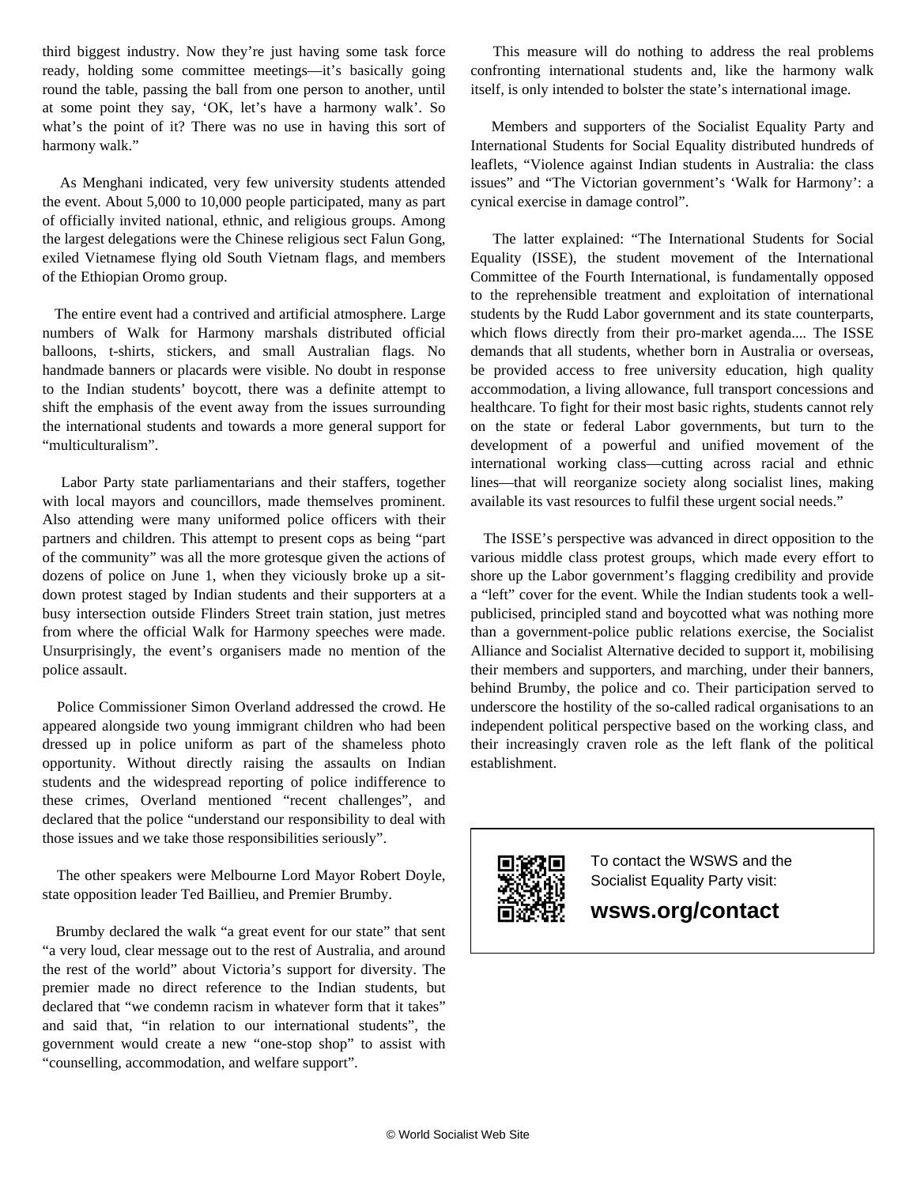third biggest industry. Now they're just having some task force ready, holding some committee meetings—it's basically going round the table, passing the ball from one person to another, until at some point they say, 'OK, let's have a harmony walk'. So what's the point of it? There was no use in having this sort of harmony walk."

As Menghani indicated, very few university students attended the event. About 5,000 to 10,000 people participated, many as part of officially invited national, ethnic, and religious groups. Among the largest delegations were the Chinese religious sect Falun Gong, exiled Vietnamese flying old South Vietnam flags, and members of the Ethiopian Oromo group.

The entire event had a contrived and artificial atmosphere. Large numbers of Walk for Harmony marshals distributed official balloons, t-shirts, stickers, and small Australian flags. No handmade banners or placards were visible. No doubt in response to the Indian students' boycott, there was a definite attempt to shift the emphasis of the event away from the issues surrounding the international students and towards a more general support for "multiculturalism".

Labor Party state parliamentarians and their staffers, together with local mayors and councillors, made themselves prominent. Also attending were many uniformed police officers with their partners and children. This attempt to present cops as being "part of the community" was all the more grotesque given the actions of dozens of police on June 1, when they viciously broke up a sit-down protest staged by Indian students and their supporters at a busy intersection outside Flinders Street train station, just metres from where the official Walk for Harmony speeches were made. Unsurprisingly, the event's organisers made no mention of the police assault.

Police Commissioner Simon Overland addressed the crowd. He appeared alongside two young immigrant children who had been dressed up in police uniform as part of the shameless photo opportunity. Without directly raising the assaults on Indian students and the widespread reporting of police indifference to these crimes, Overland mentioned "recent challenges", and declared that the police "understand our responsibility to deal with those issues and we take those responsibilities seriously".

The other speakers were Melbourne Lord Mayor Robert Doyle, state opposition leader Ted Baillieu, and Premier Brumby.

Brumby declared the walk "a great event for our state" that sent "a very loud, clear message out to the rest of Australia, and around the rest of the world" about Victoria's support for diversity. The premier made no direct reference to the Indian students, but declared that "we condemn racism in whatever form that it takes" and said that, "in relation to our international students", the government would create a new "one-stop shop" to assist with "counselling, accommodation, and welfare support".

This measure will do nothing to address the real problems confronting international students and, like the harmony walk itself, is only intended to bolster the state's international image.

Members and supporters of the Socialist Equality Party and International Students for Social Equality distributed hundreds of leaflets, "Violence against Indian students in Australia: the class issues" and "The Victorian government's 'Walk for Harmony': a cynical exercise in damage control".

The latter explained: "The International Students for Social Equality (ISSE), the student movement of the International Committee of the Fourth International, is fundamentally opposed to the reprehensible treatment and exploitation of international students by the Rudd Labor government and its state counterparts, which flows directly from their pro-market agenda.... The ISSE demands that all students, whether born in Australia or overseas, be provided access to free university education, high quality accommodation, a living allowance, full transport concessions and healthcare. To fight for their most basic rights, students cannot rely on the state or federal Labor governments, but turn to the development of a powerful and unified movement of the international working class—cutting across racial and ethnic lines—that will reorganize society along socialist lines, making available its vast resources to fulfil these urgent social needs."

The ISSE's perspective was advanced in direct opposition to the various middle class protest groups, which made every effort to shore up the Labor government's flagging credibility and provide a "left" cover for the event. While the Indian students took a well-publicised, principled stand and boycotted what was nothing more than a government-police public relations exercise, the Socialist Alliance and Socialist Alternative decided to support it, mobilising their members and supporters, and marching, under their banners, behind Brumby, the police and co. Their participation served to underscore the hostility of the so-called radical organisations to an independent political perspective based on the working class, and their increasingly craven role as the left flank of the political establishment.

To contact the WSWS and the Socialist Equality Party visit:

**wsws.org/contact**

© World Socialist Web Site